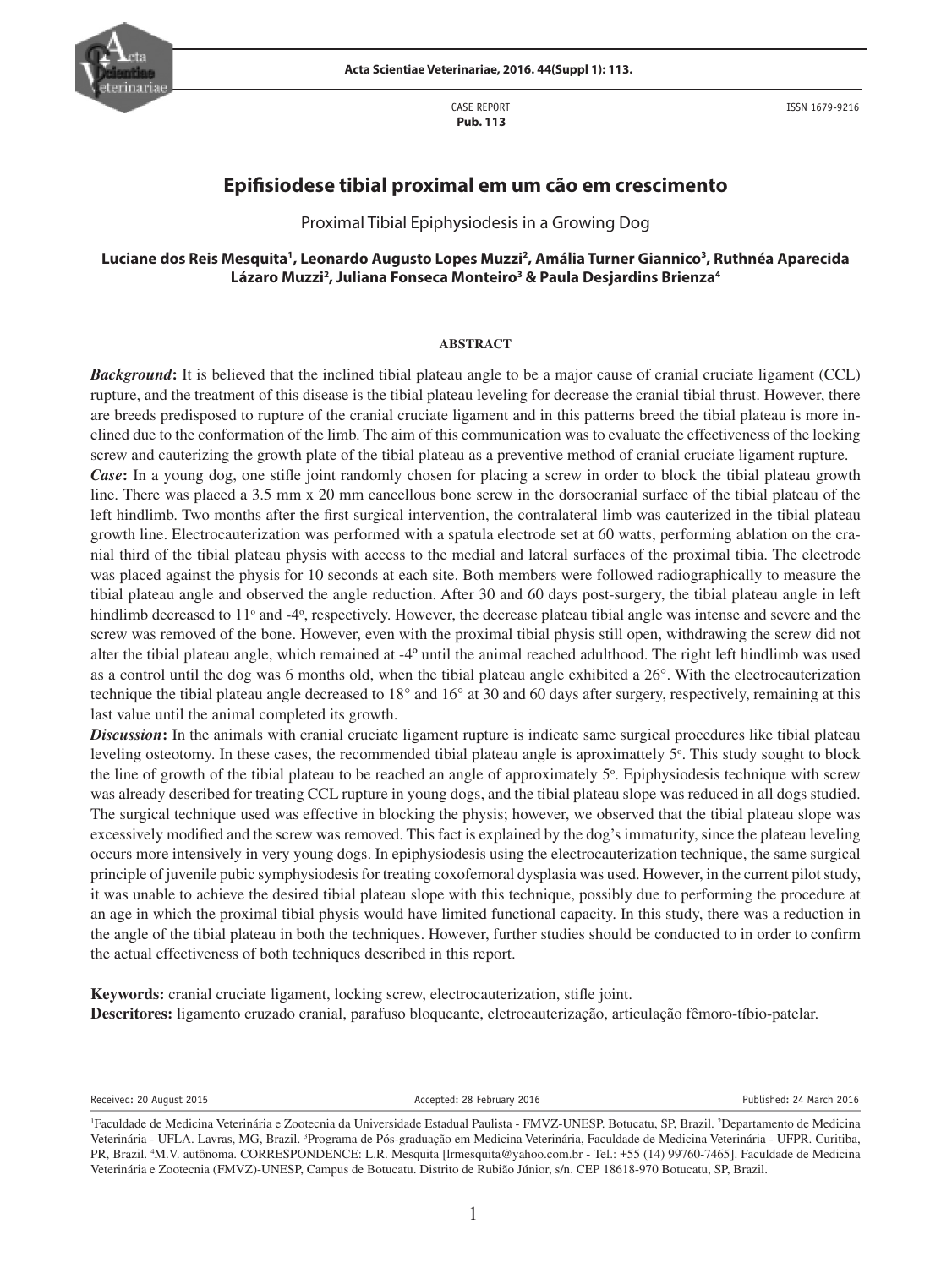CASE REPORT
**Pub. 113**

ISSN 1679-9216

# Epifisiodese tibial proximal em um cão em crescimento

Proximal Tibial Epiphysiodesis in a Growing Dog

**Luciane dos Reis Mesquita[1], Leonardo Augusto Lopes Muzzi[2], Amália Turner Giannico[3], Ruthnéa Aparecida Lázaro Muzzi[2], Juliana Fonseca Monteiro[3] & Paula Desjardins Brienza[4]**

## ABSTRACT

***Background*:** It is believed that the inclined tibial plateau angle to be a major cause of cranial cruciate ligament (CCL) rupture, and the treatment of this disease is the tibial plateau leveling for decrease the cranial tibial thrust. However, there are breeds predisposed to rupture of the cranial cruciate ligament and in this patterns breed the tibial plateau is more inclined due to the conformation of the limb. The aim of this communication was to evaluate the effectiveness of the locking screw and cauterizing the growth plate of the tibial plateau as a preventive method of cranial cruciate ligament rupture.

***Case*:** In a young dog, one stifle joint randomly chosen for placing a screw in order to block the tibial plateau growth line. There was placed a 3.5 mm x 20 mm cancellous bone screw in the dorsocranial surface of the tibial plateau of the left hindlimb. Two months after the first surgical intervention, the contralateral limb was cauterized in the tibial plateau growth line. Electrocauterization was performed with a spatula electrode set at 60 watts, performing ablation on the cranial third of the tibial plateau physis with access to the medial and lateral surfaces of the proximal tibia. The electrode was placed against the physis for 10 seconds at each site. Both members were followed radiographically to measure the tibial plateau angle and observed the angle reduction. After 30 and 60 days post-surgery, the tibial plateau angle in left hindlimb decreased to 11º and -4º, respectively. However, the decrease plateau tibial angle was intense and severe and the screw was removed of the bone. However, even with the proximal tibial physis still open, withdrawing the screw did not alter the tibial plateau angle, which remained at -4º until the animal reached adulthood. The right left hindlimb was used as a control until the dog was 6 months old, when the tibial plateau angle exhibited a 26°. With the electrocauterization technique the tibial plateau angle decreased to 18° and 16° at 30 and 60 days after surgery, respectively, remaining at this last value until the animal completed its growth.

***Discussion*:** In the animals with cranial cruciate ligament rupture is indicate same surgical procedures like tibial plateau leveling osteotomy. In these cases, the recommended tibial plateau angle is aproximattely 5º. This study sought to block the line of growth of the tibial plateau to be reached an angle of approximately 5º. Epiphysiodesis technique with screw was already described for treating CCL rupture in young dogs, and the tibial plateau slope was reduced in all dogs studied. The surgical technique used was effective in blocking the physis; however, we observed that the tibial plateau slope was excessively modified and the screw was removed. This fact is explained by the dog's immaturity, since the plateau leveling occurs more intensively in very young dogs. In epiphysiodesis using the electrocauterization technique, the same surgical principle of juvenile pubic symphysiodesis for treating coxofemoral dysplasia was used. However, in the current pilot study, it was unable to achieve the desired tibial plateau slope with this technique, possibly due to performing the procedure at an age in which the proximal tibial physis would have limited functional capacity. In this study, there was a reduction in the angle of the tibial plateau in both the techniques. However, further studies should be conducted to in order to confirm the actual effectiveness of both techniques described in this report.

**Keywords:** cranial cruciate ligament, locking screw, electrocauterization, stifle joint.
**Descritores:** ligamento cruzado cranial, parafuso bloqueante, eletrocauterização, articulação fêmoro-tíbio-patelar.

Received: 20 August 2015 | Accepted: 28 February 2016 | Published: 24 March 2016

[1]Faculdade de Medicina Veterinária e Zootecnia da Universidade Estadual Paulista - FMVZ-UNESP. Botucatu, SP, Brazil. [2]Departamento de Medicina Veterinária - UFLA. Lavras, MG, Brazil. [3]Programa de Pós-graduação em Medicina Veterinária, Faculdade de Medicina Veterinária - UFPR. Curitiba, PR, Brazil. [4]M.V. autônoma. CORRESPONDENCE: L.R. Mesquita [lrmesquita@yahoo.com.br - Tel.: +55 (14) 99760-7465]. Faculdade de Medicina Veterinária e Zootecnia (FMVZ)-UNESP, Campus de Botucatu. Distrito de Rubião Júnior, s/n. CEP 18618-970 Botucatu, SP, Brazil.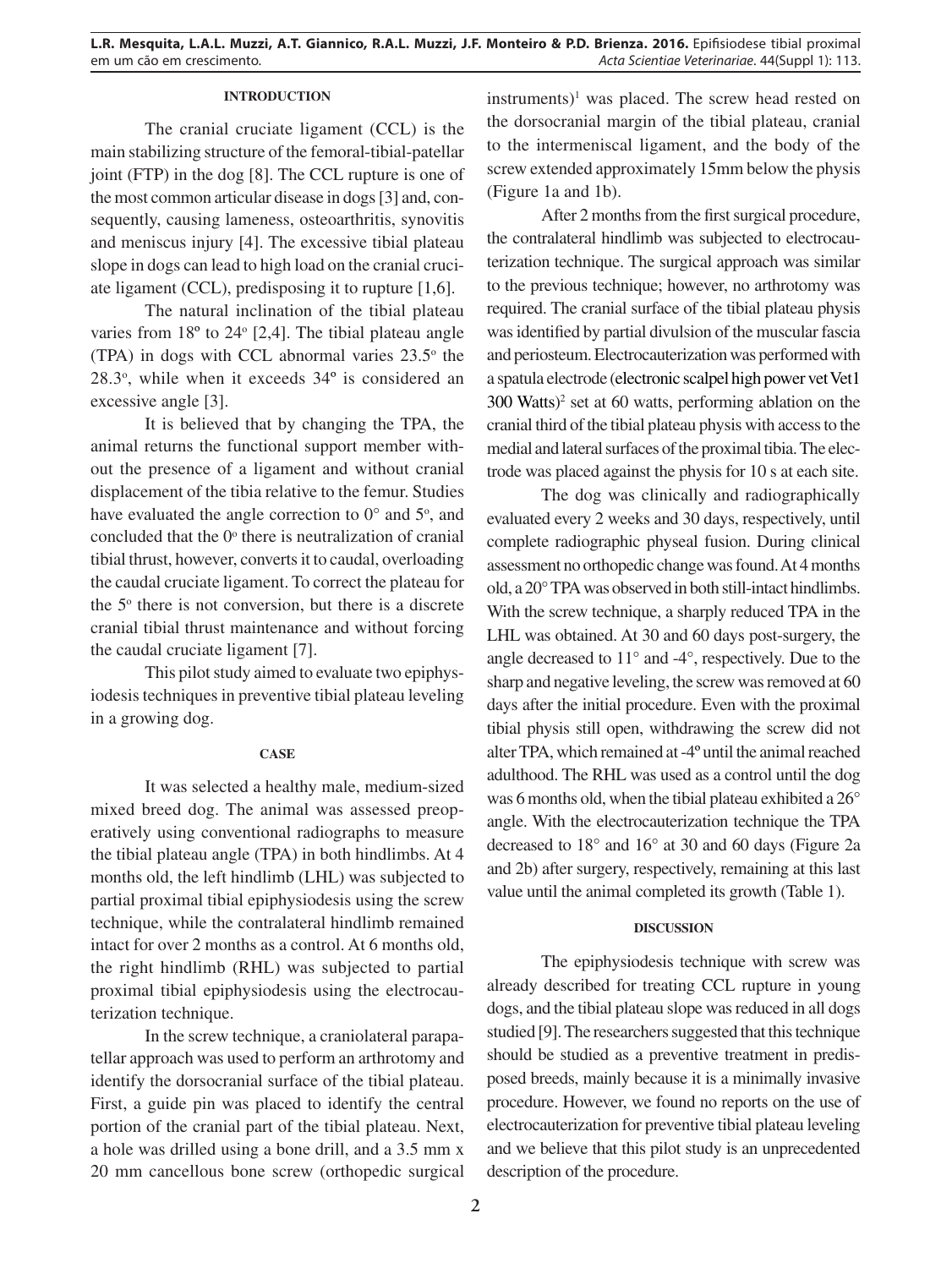## INTRODUCTION

The cranial cruciate ligament (CCL) is the main stabilizing structure of the femoral-tibial-patellar joint (FTP) in the dog [8]. The CCL rupture is one of the most common articular disease in dogs [3] and, consequently, causing lameness, osteoarthritis, synovitis and meniscus injury [4]. The excessive tibial plateau slope in dogs can lead to high load on the cranial cruciate ligament (CCL), predisposing it to rupture [1,6].

The natural inclination of the tibial plateau varies from 18º to 24º [2,4]. The tibial plateau angle (TPA) in dogs with CCL abnormal varies 23.5º the 28.3º, while when it exceeds 34º is considered an excessive angle [3].

It is believed that by changing the TPA, the animal returns the functional support member without the presence of a ligament and without cranial displacement of the tibia relative to the femur. Studies have evaluated the angle correction to 0° and 5º, and concluded that the 0º there is neutralization of cranial tibial thrust, however, converts it to caudal, overloading the caudal cruciate ligament. To correct the plateau for the 5º there is not conversion, but there is a discrete cranial tibial thrust maintenance and without forcing the caudal cruciate ligament [7].

This pilot study aimed to evaluate two epiphysiodesis techniques in preventive tibial plateau leveling in a growing dog.

## CASE

It was selected a healthy male, medium-sized mixed breed dog. The animal was assessed preoperatively using conventional radiographs to measure the tibial plateau angle (TPA) in both hindlimbs. At 4 months old, the left hindlimb (LHL) was subjected to partial proximal tibial epiphysiodesis using the screw technique, while the contralateral hindlimb remained intact for over 2 months as a control. At 6 months old, the right hindlimb (RHL) was subjected to partial proximal tibial epiphysiodesis using the electrocauterization technique.

In the screw technique, a craniolateral parapatellar approach was used to perform an arthrotomy and identify the dorsocranial surface of the tibial plateau. First, a guide pin was placed to identify the central portion of the cranial part of the tibial plateau. Next, a hole was drilled using a bone drill, and a 3.5 mm x 20 mm cancellous bone screw (orthopedic surgical instruments)[1] was placed. The screw head rested on the dorsocranial margin of the tibial plateau, cranial to the intermeniscal ligament, and the body of the screw extended approximately 15mm below the physis (Figure 1a and 1b).

After 2 months from the first surgical procedure, the contralateral hindlimb was subjected to electrocauterization technique. The surgical approach was similar to the previous technique; however, no arthrotomy was required. The cranial surface of the tibial plateau physis was identified by partial divulsion of the muscular fascia and periosteum. Electrocauterization was performed with a spatula electrode (electronic scalpel high power vet Vet1 300 Watts)[2] set at 60 watts, performing ablation on the cranial third of the tibial plateau physis with access to the medial and lateral surfaces of the proximal tibia. The electrode was placed against the physis for 10 s at each site.

The dog was clinically and radiographically evaluated every 2 weeks and 30 days, respectively, until complete radiographic physeal fusion. During clinical assessment no orthopedic change was found. At 4 months old, a 20° TPA was observed in both still-intact hindlimbs. With the screw technique, a sharply reduced TPA in the LHL was obtained. At 30 and 60 days post-surgery, the angle decreased to 11° and -4°, respectively. Due to the sharp and negative leveling, the screw was removed at 60 days after the initial procedure. Even with the proximal tibial physis still open, withdrawing the screw did not alter TPA, which remained at -4º until the animal reached adulthood. The RHL was used as a control until the dog was 6 months old, when the tibial plateau exhibited a 26° angle. With the electrocauterization technique the TPA decreased to 18° and 16° at 30 and 60 days (Figure 2a and 2b) after surgery, respectively, remaining at this last value until the animal completed its growth (Table 1).

## DISCUSSION

The epiphysiodesis technique with screw was already described for treating CCL rupture in young dogs, and the tibial plateau slope was reduced in all dogs studied [9]. The researchers suggested that this technique should be studied as a preventive treatment in predisposed breeds, mainly because it is a minimally invasive procedure. However, we found no reports on the use of electrocauterization for preventive tibial plateau leveling and we believe that this pilot study is an unprecedented description of the procedure.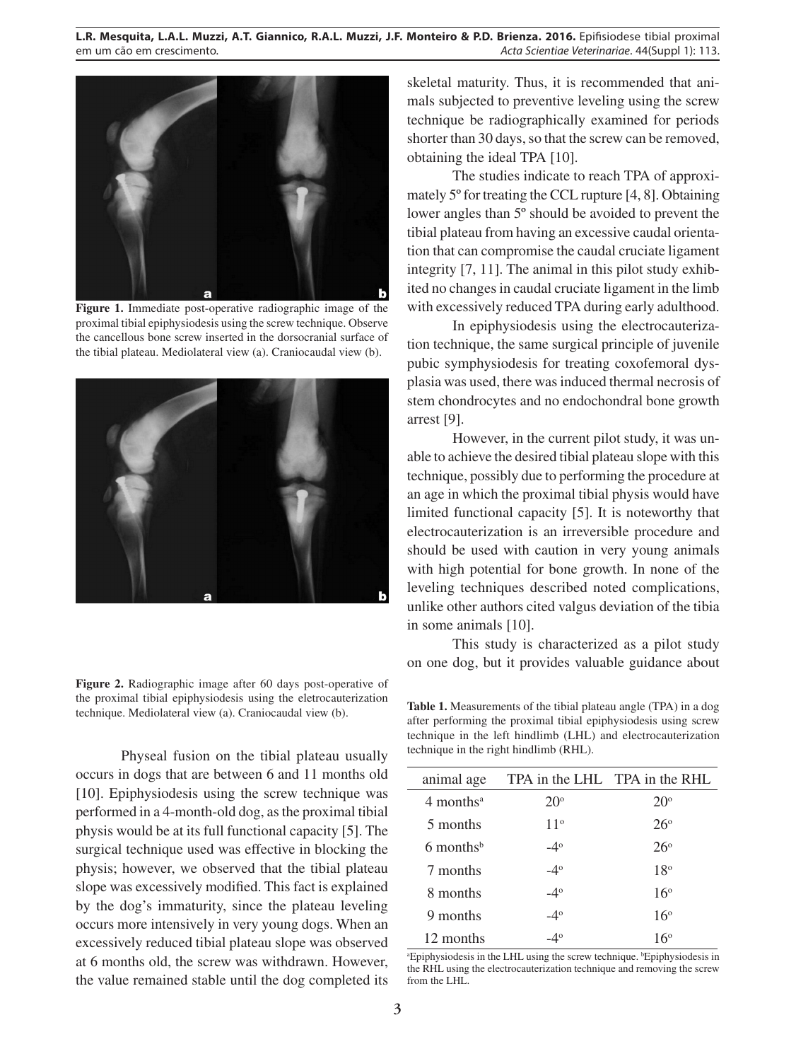**Figure 1.** Immediate post-operative radiographic image of the proximal tibial epiphysiodesis using the screw technique. Observe the cancellous bone screw inserted in the dorsocranial surface of the tibial plateau. Mediolateral view (a). Craniocaudal view (b).

**Figure 2.** Radiographic image after 60 days post-operative of the proximal tibial epiphysiodesis using the eletrocauterization technique. Mediolateral view (a). Craniocaudal view (b).

Physeal fusion on the tibial plateau usually occurs in dogs that are between 6 and 11 months old [10]. Epiphysiodesis using the screw technique was performed in a 4-month-old dog, as the proximal tibial physis would be at its full functional capacity [5]. The surgical technique used was effective in blocking the physis; however, we observed that the tibial plateau slope was excessively modified. This fact is explained by the dog's immaturity, since the plateau leveling occurs more intensively in very young dogs. When an excessively reduced tibial plateau slope was observed at 6 months old, the screw was withdrawn. However, the value remained stable until the dog completed its skeletal maturity. Thus, it is recommended that animals subjected to preventive leveling using the screw technique be radiographically examined for periods shorter than 30 days, so that the screw can be removed, obtaining the ideal TPA [10].

The studies indicate to reach TPA of approximately 5º for treating the CCL rupture [4, 8]. Obtaining lower angles than 5º should be avoided to prevent the tibial plateau from having an excessive caudal orientation that can compromise the caudal cruciate ligament integrity [7, 11]. The animal in this pilot study exhibited no changes in caudal cruciate ligament in the limb with excessively reduced TPA during early adulthood.

In epiphysiodesis using the electrocauterization technique, the same surgical principle of juvenile pubic symphysiodesis for treating coxofemoral dysplasia was used, there was induced thermal necrosis of stem chondrocytes and no endochondral bone growth arrest [9].

However, in the current pilot study, it was unable to achieve the desired tibial plateau slope with this technique, possibly due to performing the procedure at an age in which the proximal tibial physis would have limited functional capacity [5]. It is noteworthy that electrocauterization is an irreversible procedure and should be used with caution in very young animals with high potential for bone growth. In none of the leveling techniques described noted complications, unlike other authors cited valgus deviation of the tibia in some animals [10].

This study is characterized as a pilot study on one dog, but it provides valuable guidance about

**Table 1.** Measurements of the tibial plateau angle (TPA) in a dog after performing the proximal tibial epiphysiodesis using screw technique in the left hindlimb (LHL) and electrocauterization technique in the right hindlimb (RHL).

| animal age | TPA in the LHL | TPA in the RHL |
|---|---|---|
| 4 months[a] | 20º | 20º |
| 5 months | 11º | 26º |
| 6 months[b] | -4º | 26º |
| 7 months | -4º | 18º |
| 8 months | -4º | 16º |
| 9 months | -4º | 16º |
| 12 months | -4º | 16º |

[a]Epiphysiodesis in the LHL using the screw technique. [b]Epiphysiodesis in the RHL using the electrocauterization technique and removing the screw from the LHL.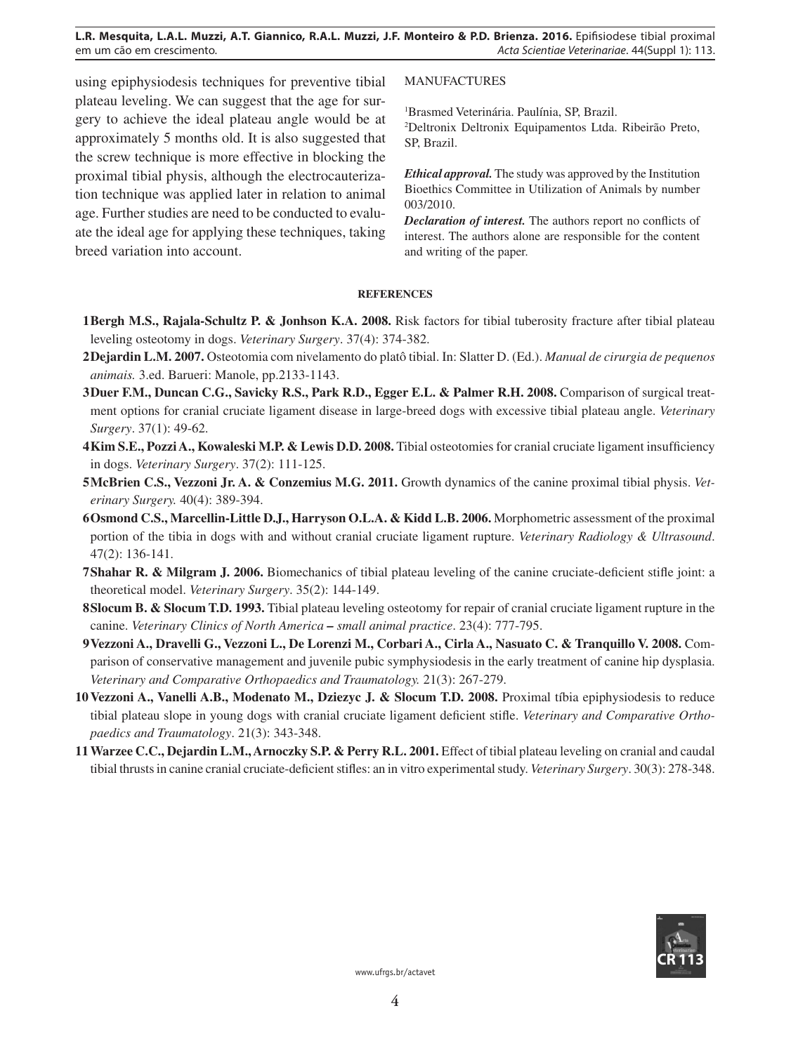using epiphysiodesis techniques for preventive tibial plateau leveling. We can suggest that the age for surgery to achieve the ideal plateau angle would be at approximately 5 months old. It is also suggested that the screw technique is more effective in blocking the proximal tibial physis, although the electrocauterization technique was applied later in relation to animal age. Further studies are need to be conducted to evaluate the ideal age for applying these techniques, taking breed variation into account.

MANUFACTURES

[1]Brasmed Veterinária. Paulínia, SP, Brazil.
[2]Deltronix Deltronix Equipamentos Ltda. Ribeirão Preto, SP, Brazil.

***Ethical approval.*** The study was approved by the Institution Bioethics Committee in Utilization of Animals by number 003/2010.

***Declaration of interest.*** The authors report no conflicts of interest. The authors alone are responsible for the content and writing of the paper.

**REFERENCES**

1 **Bergh M.S., Rajala-Schultz P. & Jonhson K.A. 2008.** Risk factors for tibial tuberosity fracture after tibial plateau leveling osteotomy in dogs. *Veterinary Surgery*. 37(4): 374-382.

2 **Dejardin L.M. 2007.** Osteotomia com nivelamento do platô tibial. In: Slatter D. (Ed.). *Manual de cirurgia de pequenos animais.* 3.ed. Barueri: Manole, pp.2133-1143.

3 **Duer F.M., Duncan C.G., Savicky R.S., Park R.D., Egger E.L. & Palmer R.H. 2008.** Comparison of surgical treatment options for cranial cruciate ligament disease in large-breed dogs with excessive tibial plateau angle. *Veterinary Surgery*. 37(1): 49-62.

4 **Kim S.E., Pozzi A., Kowaleski M.P. & Lewis D.D. 2008.** Tibial osteotomies for cranial cruciate ligament insufficiency in dogs. *Veterinary Surgery*. 37(2): 111-125.

5 **McBrien C.S., Vezzoni Jr. A. & Conzemius M.G. 2011.** Growth dynamics of the canine proximal tibial physis. *Veterinary Surgery.* 40(4): 389-394.

6 **Osmond C.S., Marcellin-Little D.J., Harryson O.L.A. & Kidd L.B. 2006.** Morphometric assessment of the proximal portion of the tibia in dogs with and without cranial cruciate ligament rupture. *Veterinary Radiology & Ultrasound*. 47(2): 136-141.

7 **Shahar R. & Milgram J. 2006.** Biomechanics of tibial plateau leveling of the canine cruciate-deficient stifle joint: a theoretical model. *Veterinary Surgery*. 35(2): 144-149.

8 **Slocum B. & Slocum T.D. 1993.** Tibial plateau leveling osteotomy for repair of cranial cruciate ligament rupture in the canine. *Veterinary Clinics of North America – small animal practice*. 23(4): 777-795.

9 **Vezzoni A., Dravelli G., Vezzoni L., De Lorenzi M., Corbari A., Cirla A., Nasuato C. & Tranquillo V. 2008.** Comparison of conservative management and juvenile pubic symphysiodesis in the early treatment of canine hip dysplasia. *Veterinary and Comparative Orthopaedics and Traumatology.* 21(3): 267-279.

10 **Vezzoni A., Vanelli A.B., Modenato M., Dziezyc J. & Slocum T.D. 2008.** Proximal tíbia epiphysiodesis to reduce tibial plateau slope in young dogs with cranial cruciate ligament deficient stifle. *Veterinary and Comparative Orthopaedics and Traumatology*. 21(3): 343-348.

11 **Warzee C.C., Dejardin L.M., Arnoczky S.P. & Perry R.L. 2001.** Effect of tibial plateau leveling on cranial and caudal tibial thrusts in canine cranial cruciate-deficient stifles: an in vitro experimental study. *Veterinary Surgery*. 30(3): 278-348.